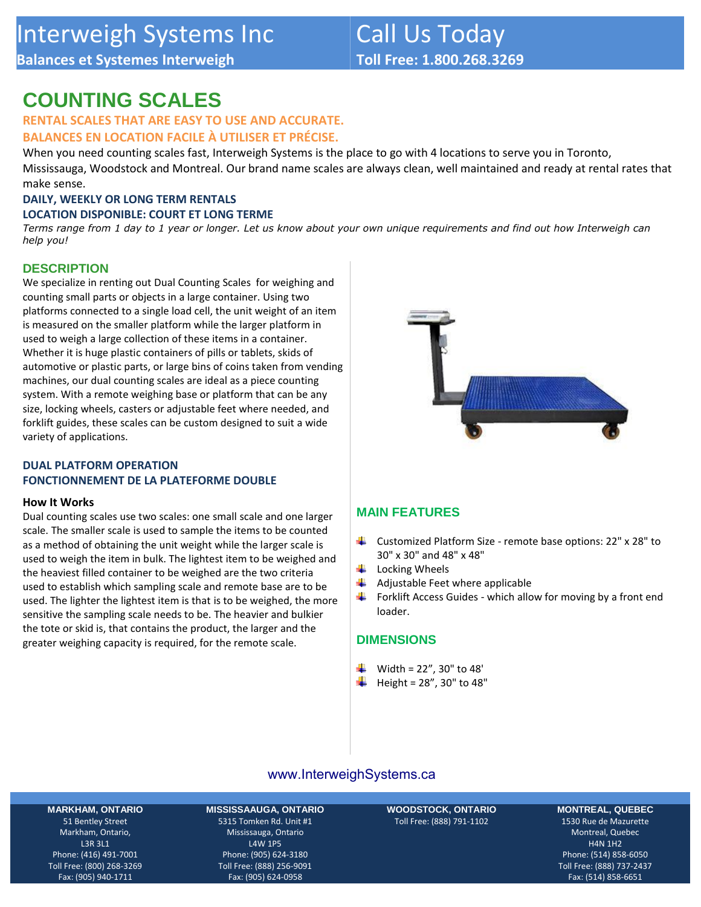# Interweigh Systems Inc

**Balances et Systemes Interweigh**

# Call Us Today

**Toll Free: 1.800.268.3269**

# COUNTING SCALES

## RENTAL SCALES THAT ARE EASY TO USE AND ACCURATE.

## BALANCES EN LOCATION FACILE À UTILISER ET PRÉCISE.

When you need counting scales fast, Interweigh Systems is the place to go with 4 locations to serve you in Toronto, Mississauga, Woodstock and Montreal. Our brand name scales are always clean, well maintained and ready at rental rates that make sense.

### DAILY, WEEKLY OR LONG TERM RENTALS

### LOCATION DISPONIBLE: COURT ET LONG TERME

*Terms range from 1 day to 1 year or longer. Let us know about your own unique requirements and find out how Interweigh can help you!*

## DESCRIPTION

We specialize in renting out Dual Counting Scales for weighing and counting small parts or objects in a large container. Using two platforms connected to a single load cell, the unit weight of an item is measured on the smaller platform while the larger platform in used to weigh a large collection of these items in a container. Whether it is huge plastic containers of pills or tablets, skids of automotive or plastic parts, or large bins of coins taken from vending machines, our dual counting scales are ideal as a piece counting system. With a remote weighing base or platform that can be any size, locking wheels, casters or adjustable feet where needed, and forklift guides, these scales can be custom designed to suit a wide variety of applications.

### DUAL PLATFORM OPERATION

### FONCTIONNEMENT DE LA PLATEFORME DOUBLE

**How It Works**

Dual counting scales use two scales: one small scale and one larger scale. The smaller scale is used to sample the items to be counted as a method of obtaining the unit weight while the larger scale is used to weigh the item in bulk. The lightest item to be weighed and the heaviest filled container to be weighed are the two criteria used to establish which sampling scale and remote base are to be used. The lighter the lightest item is that is to be weighed, the more sensitive the sampling scale needs to be. The heavier and bulkier the tote or skid is, that contains the product, the larger and the greater weighing capacity is required, for the remote scale.

## MAIN FEATURES

- Customized Platform Size - remote base options: 22" x 28" to 30" x 30" and 48" x 48"
- Locking Wheels
- Adjustable Feet where applicable
- Forklift Access Guides - which allow for moving by a front end loader.

## DIMENSIONS

- Width = 22”, 30" to 48'
- Height = 28”, 30" to 48"

www.InterweighSystems.ca

**MARKHAM, ONTARIO**
51 Bentley Street
Markham, Ontario,
L3R 3L1
Phone: (416) 491-7001
Toll Free: (800) 268-3269
Fax: (905) 940-1711

**MISSISSAAUGA, ONTARIO**
5315 Tomken Rd. Unit #1
Mississauga, Ontario
L4W 1P5
Phone: (905) 624-3180
Toll Free: (888) 256-9091
Fax: (905) 624-0958

**WOODSTOCK, ONTARIO**
Toll Free: (888) 791-1102

**MONTREAL, QUEBEC**
1530 Rue de Mazurette
Montreal, Quebec
H4N 1H2
Phone: (514) 858-6050
Toll Free: (888) 737-2437
Fax: (514) 858-6651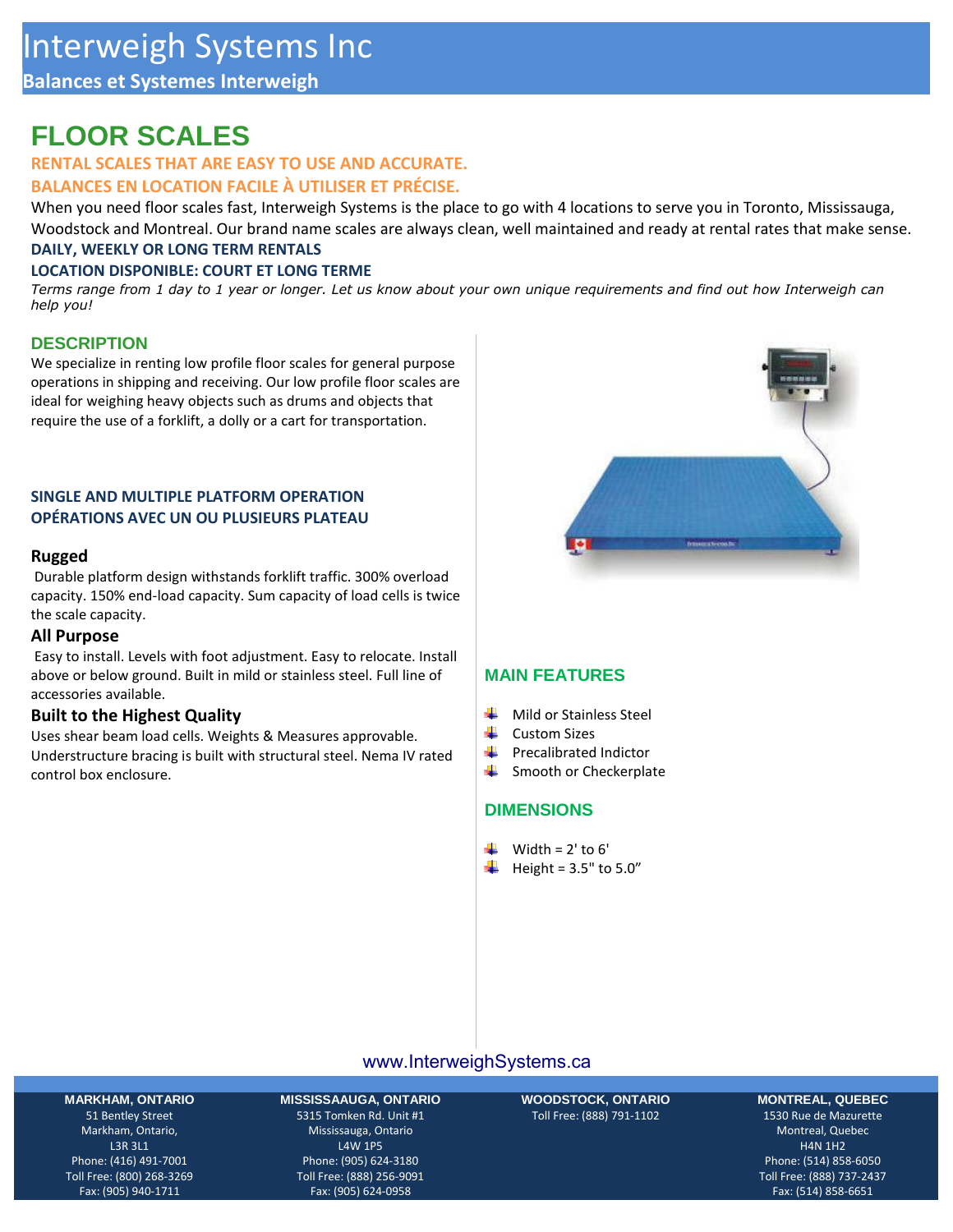# Interweigh Systems Inc

**Balances et Systemes Interweigh**

## FLOOR SCALES

**RENTAL SCALES THAT ARE EASY TO USE AND ACCURATE.**

**BALANCES EN LOCATION FACILE À UTILISER ET PRÉCISE.**

When you need floor scales fast, Interweigh Systems is the place to go with 4 locations to serve you in Toronto, Mississauga, Woodstock and Montreal. Our brand name scales are always clean, well maintained and ready at rental rates that make sense.

**DAILY, WEEKLY OR LONG TERM RENTALS**

**LOCATION DISPONIBLE: COURT ET LONG TERME**

*Terms range from 1 day to 1 year or longer. Let us know about your own unique requirements and find out how Interweigh can help you!*

### DESCRIPTION

We specialize in renting low profile floor scales for general purpose operations in shipping and receiving. Our low profile floor scales are ideal for weighing heavy objects such as drums and objects that require the use of a forklift, a dolly or a cart for transportation.

**SINGLE AND MULTIPLE PLATFORM OPERATION**

**OPÉRATIONS AVEC UN OU PLUSIEURS PLATEAU**

#### Rugged

Durable platform design withstands forklift traffic. 300% overload capacity. 150% end-load capacity. Sum capacity of load cells is twice the scale capacity.

#### All Purpose

Easy to install. Levels with foot adjustment. Easy to relocate. Install above or below ground. Built in mild or stainless steel. Full line of accessories available.

#### Built to the Highest Quality

Uses shear beam load cells. Weights & Measures approvable. Understructure bracing is built with structural steel. Nema IV rated control box enclosure.

### MAIN FEATURES

- Mild or Stainless Steel
- Custom Sizes
- Precalibrated Indictor
- Smooth or Checkerplate

### DIMENSIONS

- Width = 2' to 6'
- Height = 3.5" to 5.0"

www.InterweighSystems.ca

**MARKHAM, ONTARIO**
51 Bentley Street
Markham, Ontario,
L3R 3L1
Phone: (416) 491-7001
Toll Free: (800) 268-3269
Fax: (905) 940-1711

**MISSISSAAUGA, ONTARIO**
5315 Tomken Rd. Unit #1
Mississauga, Ontario
L4W 1P5
Phone: (905) 624-3180
Toll Free: (888) 256-9091
Fax: (905) 624-0958

**WOODSTOCK, ONTARIO**
Toll Free: (888) 791-1102

**MONTREAL, QUEBEC**
1530 Rue de Mazurette
Montreal, Quebec
H4N 1H2
Phone: (514) 858-6050
Toll Free: (888) 737-2437
Fax: (514) 858-6651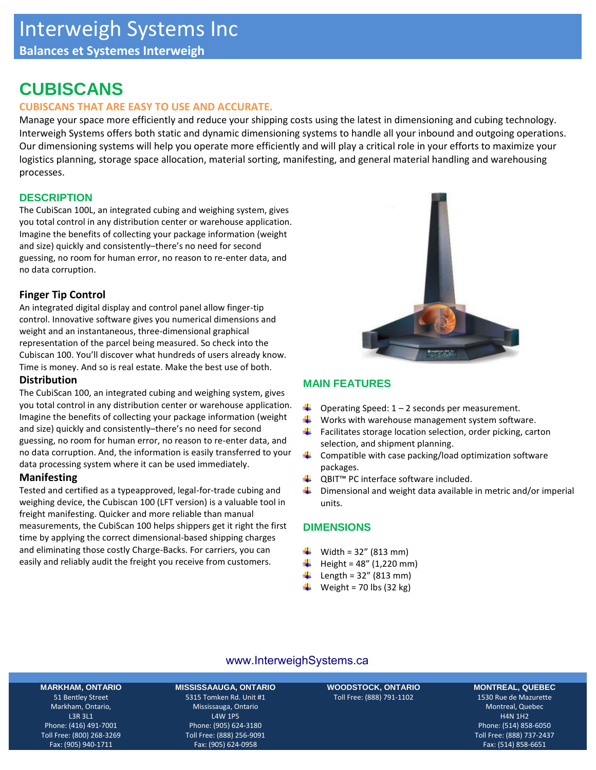# Interweigh Systems Inc

**Balances et Systemes Interweigh**

## CUBISCANS

### CUBISCANS THAT ARE EASY TO USE AND ACCURATE.

Manage your space more efficiently and reduce your shipping costs using the latest in dimensioning and cubing technology. Interweigh Systems offers both static and dynamic dimensioning systems to handle all your inbound and outgoing operations. Our dimensioning systems will help you operate more efficiently and will play a critical role in your efforts to maximize your logistics planning, storage space allocation, material sorting, manifesting, and general material handling and warehousing processes.

### DESCRIPTION

The CubiScan 100L, an integrated cubing and weighing system, gives you total control in any distribution center or warehouse application. Imagine the benefits of collecting your package information (weight and size) quickly and consistently–there's no need for second guessing, no room for human error, no reason to re-enter data, and no data corruption.

#### Finger Tip Control

An integrated digital display and control panel allow finger-tip control. Innovative software gives you numerical dimensions and weight and an instantaneous, three-dimensional graphical representation of the parcel being measured. So check into the Cubiscan 100. You'll discover what hundreds of users already know. Time is money. And so is real estate. Make the best use of both.

#### Distribution

The CubiScan 100, an integrated cubing and weighing system, gives you total control in any distribution center or warehouse application. Imagine the benefits of collecting your package information (weight and size) quickly and consistently–there's no need for second guessing, no room for human error, no reason to re-enter data, and no data corruption. And, the information is easily transferred to your data processing system where it can be used immediately.

#### Manifesting

Tested and certified as a typeapproved, legal-for-trade cubing and weighing device, the Cubiscan 100 (LFT version) is a valuable tool in freight manifesting. Quicker and more reliable than manual measurements, the CubiScan 100 helps shippers get it right the first time by applying the correct dimensional-based shipping charges and eliminating those costly Charge-Backs. For carriers, you can easily and reliably audit the freight you receive from customers.

### MAIN FEATURES

- Operating Speed: 1 – 2 seconds per measurement.
- Works with warehouse management system software.
- Facilitates storage location selection, order picking, carton selection, and shipment planning.
- Compatible with case packing/load optimization software packages.
- QBIT™ PC interface software included.
- Dimensional and weight data available in metric and/or imperial units.

### DIMENSIONS

- Width = 32" (813 mm)
- Height = 48" (1,220 mm)
- Length = 32" (813 mm)
- Weight = 70 lbs (32 kg)

www.InterweighSystems.ca

**MARKHAM, ONTARIO**
51 Bentley Street
Markham, Ontario,
L3R 3L1
Phone: (416) 491-7001
Toll Free: (800) 268-3269
Fax: (905) 940-1711

**MISSISSAUGA, ONTARIO**
5315 Tomken Rd. Unit #1
Mississauga, Ontario
L4W 1P5
Phone: (905) 624-3180
Toll Free: (888) 256-9091
Fax: (905) 624-0958

**WOODSTOCK, ONTARIO**
Toll Free: (888) 791-1102

**MONTREAL, QUEBEC**
1530 Rue de Mazurette
Montreal, Quebec
H4N 1H2
Phone: (514) 858-6050
Toll Free: (888) 737-2437
Fax: (514) 858-6651